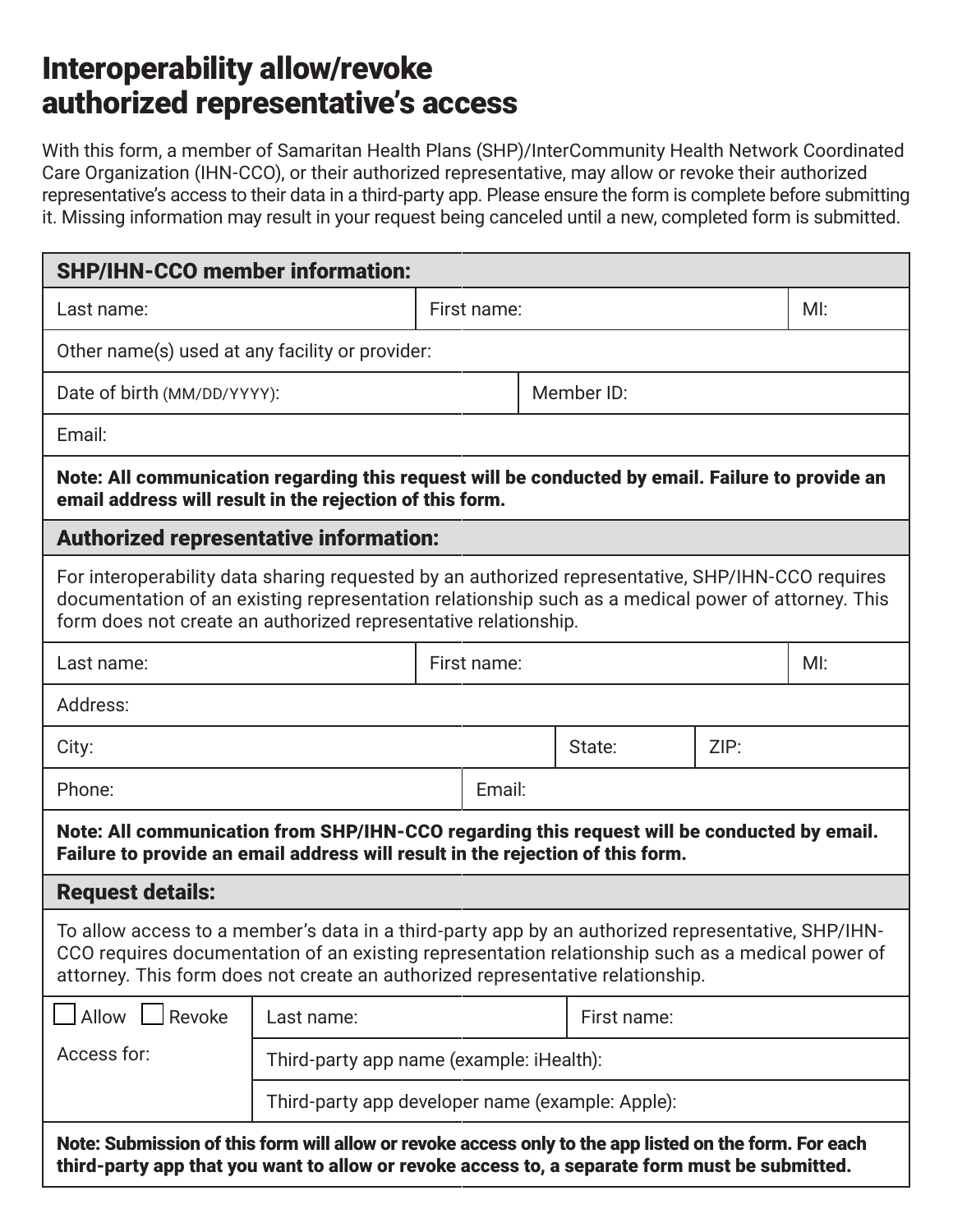# Interoperability allow/revoke authorized representative's access

With this form, a member of Samaritan Health Plans (SHP)/InterCommunity Health Network Coordinated Care Organization (IHN-CCO), or their authorized representative, may allow or revoke their authorized representative's access to their data in a third-party app. Please ensure the form is complete before submitting it. Missing information may result in your request being canceled until a new, completed form is submitted.

## SHP/IHN-CCO member information:

| Last name: | First name: | MI: |
|---|---|---|
| Other name(s) used at any facility or provider: | | |
| Date of birth (MM/DD/YYYY): | Member ID: | |
| Email: | | |

**Note: All communication regarding this request will be conducted by email. Failure to provide an email address will result in the rejection of this form.**

## Authorized representative information:

For interoperability data sharing requested by an authorized representative, SHP/IHN-CCO requires documentation of an existing representation relationship such as a medical power of attorney. This form does not create an authorized representative relationship.

| Last name: | First name: | MI: |
|---|---|---|
| Address: | | |
| City: | State: | ZIP: |
| Phone: | Email: | |

**Note: All communication from SHP/IHN-CCO regarding this request will be conducted by email. Failure to provide an email address will result in the rejection of this form.**

## Request details:

To allow access to a member's data in a third-party app by an authorized representative, SHP/IHN-CCO requires documentation of an existing representation relationship such as a medical power of attorney. This form does not create an authorized representative relationship.

| ☐ Allow ☐ Revoke | Last name: | First name: |
|---|---|---|
| Access for: | Third-party app name (example: iHealth): | |
| | Third-party app developer name (example: Apple): | |

**Note: Submission of this form will allow or revoke access only to the app listed on the form. For each third-party app that you want to allow or revoke access to, a separate form must be submitted.**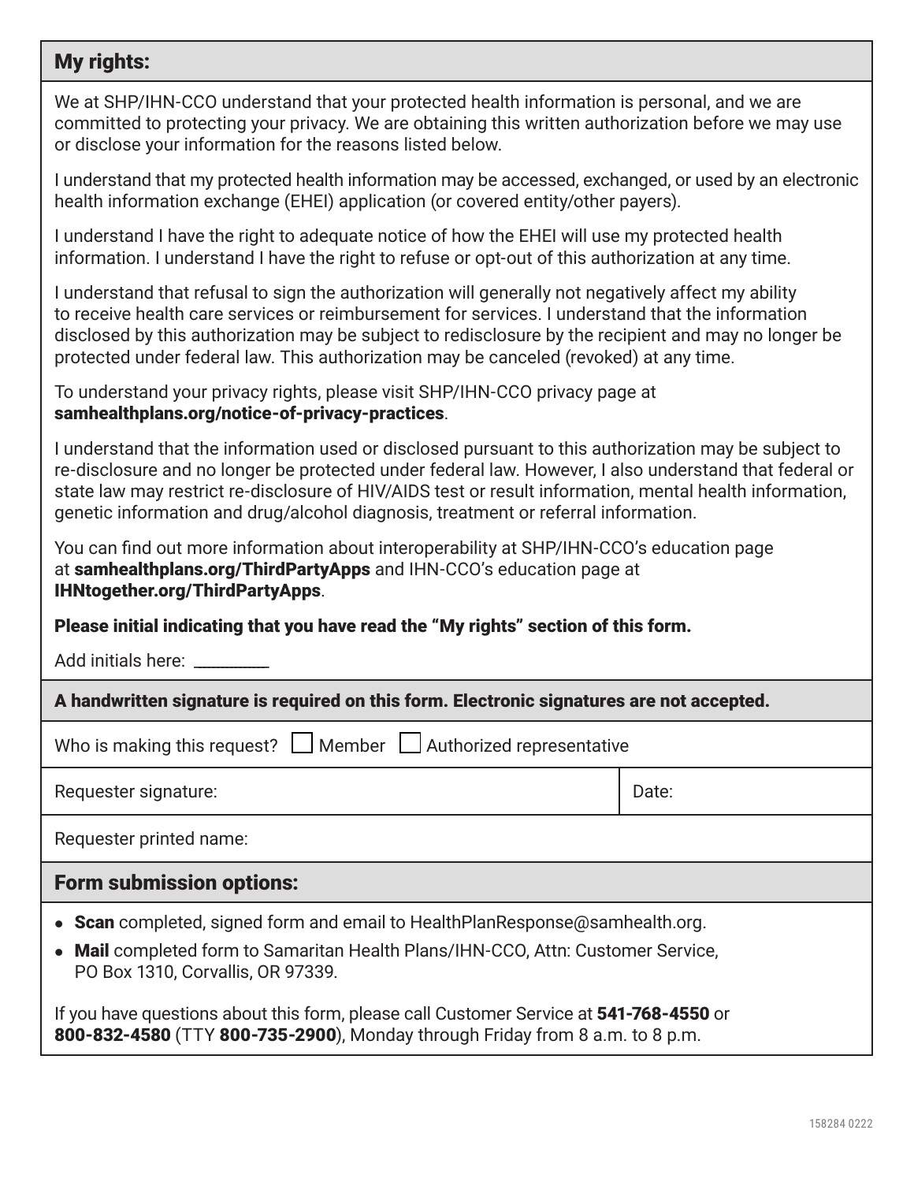## My rights:

We at SHP/IHN-CCO understand that your protected health information is personal, and we are committed to protecting your privacy. We are obtaining this written authorization before we may use or disclose your information for the reasons listed below.

I understand that my protected health information may be accessed, exchanged, or used by an electronic health information exchange (EHEI) application (or covered entity/other payers).

I understand I have the right to adequate notice of how the EHEI will use my protected health information. I understand I have the right to refuse or opt-out of this authorization at any time.

I understand that refusal to sign the authorization will generally not negatively affect my ability to receive health care services or reimbursement for services. I understand that the information disclosed by this authorization may be subject to redisclosure by the recipient and may no longer be protected under federal law. This authorization may be canceled (revoked) at any time.

To understand your privacy rights, please visit SHP/IHN-CCO privacy page at **samhealthplans.org/notice-of-privacy-practices**.

I understand that the information used or disclosed pursuant to this authorization may be subject to re-disclosure and no longer be protected under federal law. However, I also understand that federal or state law may restrict re-disclosure of HIV/AIDS test or result information, mental health information, genetic information and drug/alcohol diagnosis, treatment or referral information.

You can find out more information about interoperability at SHP/IHN-CCO's education page at **samhealthplans.org/ThirdPartyApps** and IHN-CCO's education page at **IHNtogether.org/ThirdPartyApps**.

**Please initial indicating that you have read the "My rights" section of this form.**

Add initials here: ________

**A handwritten signature is required on this form. Electronic signatures are not accepted.**

Who is making this request? ☐ Member ☐ Authorized representative

| | |
|---|---|
| Requester signature: | Date: |
| Requester printed name: | |

## Form submission options:

- **Scan** completed, signed form and email to HealthPlanResponse@samhealth.org.
- **Mail** completed form to Samaritan Health Plans/IHN-CCO, Attn: Customer Service, PO Box 1310, Corvallis, OR 97339.

If you have questions about this form, please call Customer Service at **541-768-4550** or **800-832-4580** (TTY **800-735-2900**), Monday through Friday from 8 a.m. to 8 p.m.

158284 0222